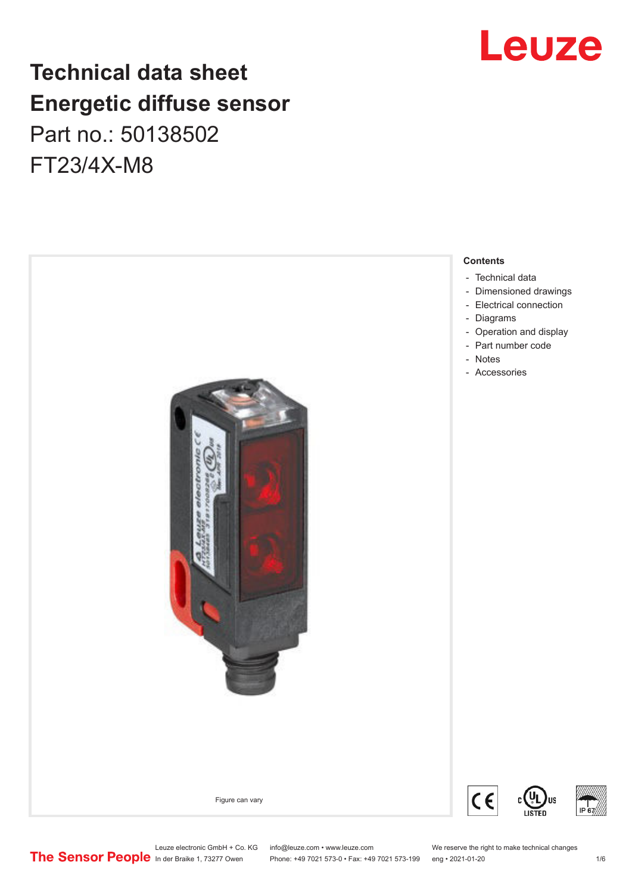# Technical data sheet
# Energetic diffuse sensor

Part no.: 50138502

FT23/4X-M8

Figure can vary

**Contents**

- Technical data
- Dimensioned drawings
- Electrical connection
- Diagrams
- Operation and display
- Part number code
- Notes
- Accessories

Leuze electronic GmbH + Co. KG
In der Braike 1, 73277 Owen

info@leuze.com • www.leuze.com
Phone: +49 7021 573-0 • Fax: +49 7021 573-199

We reserve the right to make technical changes
eng • 2021-01-20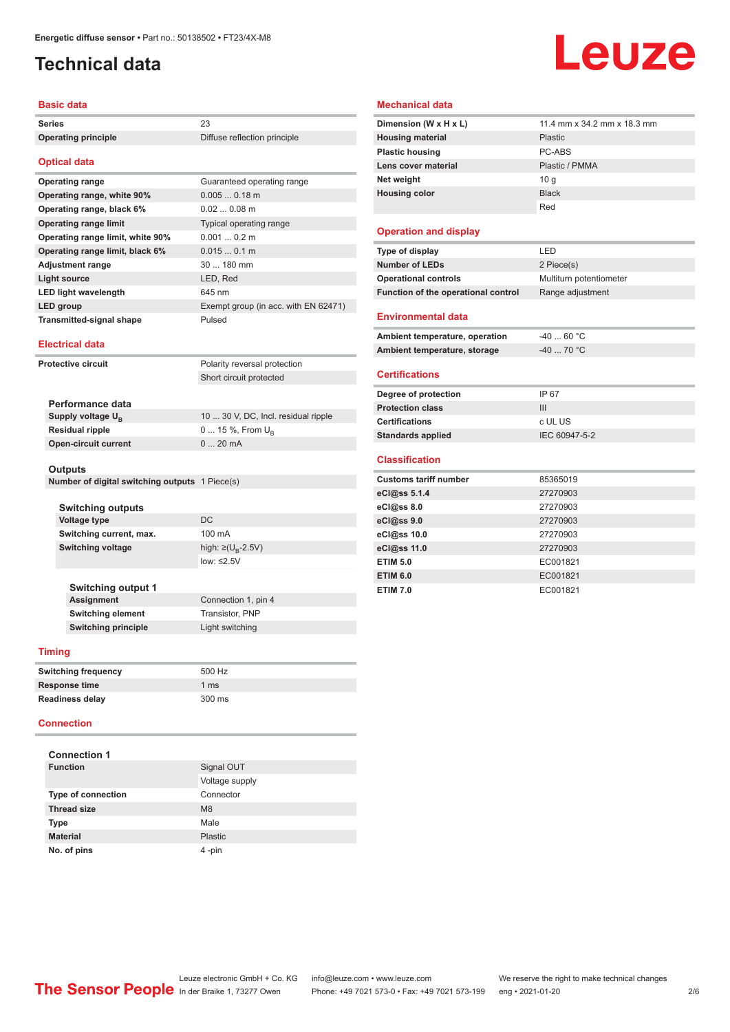Energetic diffuse sensor • Part no.: 50138502 • FT23/4X-M8

# Technical data

## Basic data

| | |
|---|---|
| **Series** | 23 |
| **Operating principle** | Diffuse reflection principle |

## Optical data

| | |
|---|---|
| **Operating range** | Guaranteed operating range |
| **Operating range, white 90%** | 0.005 ... 0.18 m |
| **Operating range, black 6%** | 0.02 ... 0.08 m |
| **Operating range limit** | Typical operating range |
| **Operating range limit, white 90%** | 0.001 ... 0.2 m |
| **Operating range limit, black 6%** | 0.015 ... 0.1 m |
| **Adjustment range** | 30 ... 180 mm |
| **Light source** | LED, Red |
| **LED light wavelength** | 645 nm |
| **LED group** | Exempt group (in acc. with EN 62471) |
| **Transmitted-signal shape** | Pulsed |

## Electrical data

| | |
|---|---|
| **Protective circuit** | Polarity reversal protection |
| | Short circuit protected |

### Performance data

| | |
|---|---|
| **Supply voltage $U_B$** | 10 ... 30 V, DC, Incl. residual ripple |
| **Residual ripple** | 0 ... 15 %, From $U_B$ |
| **Open-circuit current** | 0 ... 20 mA |

### Outputs

| | |
|---|---|
| **Number of digital switching outputs** | 1 Piece(s) |

#### Switching outputs

| | |
|---|---|
| **Voltage type** | DC |
| **Switching current, max.** | 100 mA |
| **Switching voltage** | high: ≥($U_B$-2.5V) |
| | low: ≤2.5V |

#### Switching output 1

| | |
|---|---|
| **Assignment** | Connection 1, pin 4 |
| **Switching element** | Transistor, PNP |
| **Switching principle** | Light switching |

## Timing

| | |
|---|---|
| **Switching frequency** | 500 Hz |
| **Response time** | 1 ms |
| **Readiness delay** | 300 ms |

## Connection

### Connection 1

| | |
|---|---|
| **Function** | Signal OUT |
| | Voltage supply |
| **Type of connection** | Connector |
| **Thread size** | M8 |
| **Type** | Male |
| **Material** | Plastic |
| **No. of pins** | 4 -pin |

## Mechanical data

| | |
|---|---|
| **Dimension (W x H x L)** | 11.4 mm x 34.2 mm x 18.3 mm |
| **Housing material** | Plastic |
| **Plastic housing** | PC-ABS |
| **Lens cover material** | Plastic / PMMA |
| **Net weight** | 10 g |
| **Housing color** | Black |
| | Red |

## Operation and display

| | |
|---|---|
| **Type of display** | LED |
| **Number of LEDs** | 2 Piece(s) |
| **Operational controls** | Multiturn potentiometer |
| **Function of the operational control** | Range adjustment |

## Environmental data

| | |
|---|---|
| **Ambient temperature, operation** | -40 ... 60 °C |
| **Ambient temperature, storage** | -40 ... 70 °C |

## Certifications

| | |
|---|---|
| **Degree of protection** | IP 67 |
| **Protection class** | III |
| **Certifications** | c UL US |
| **Standards applied** | IEC 60947-5-2 |

## Classification

| | |
|---|---|
| **Customs tariff number** | 85365019 |
| **eCl@ss 5.1.4** | 27270903 |
| **eCl@ss 8.0** | 27270903 |
| **eCl@ss 9.0** | 27270903 |
| **eCl@ss 10.0** | 27270903 |
| **eCl@ss 11.0** | 27270903 |
| **ETIM 5.0** | EC001821 |
| **ETIM 6.0** | EC001821 |
| **ETIM 7.0** | EC001821 |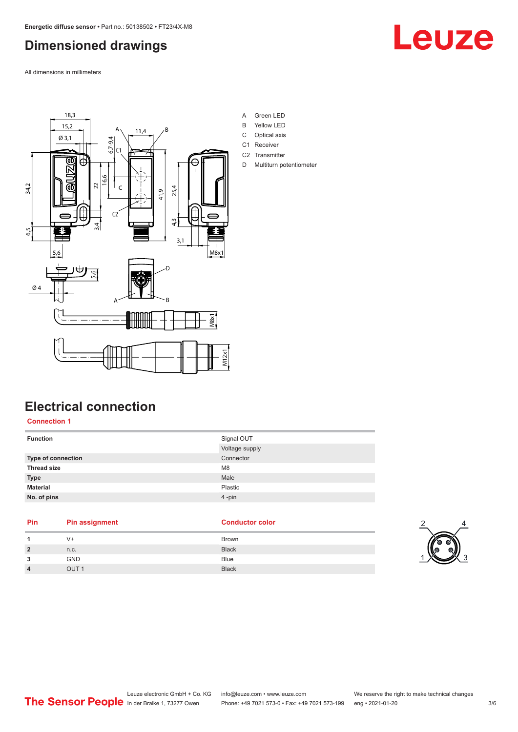# Dimensioned drawings

All dimensions in millimeters

| | |
|---|---|
| A | Green LED |
| B | Yellow LED |
| C | Optical axis |
| C1 | Receiver |
| C2 | Transmitter |
| D | Multiturn potentiometer |

# Electrical connection

## Connection 1

| | |
|---|---|
| **Function** | Signal OUT |
| | Voltage supply |
| **Type of connection** | Connector |
| **Thread size** | M8 |
| **Type** | Male |
| **Material** | Plastic |
| **No. of pins** | 4 -pin |

| Pin | Pin assignment | Conductor color |
|---|---|---|
| **1** | V+ | Brown |
| **2** | n.c. | Black |
| **3** | GND | Blue |
| **4** | OUT 1 | Black |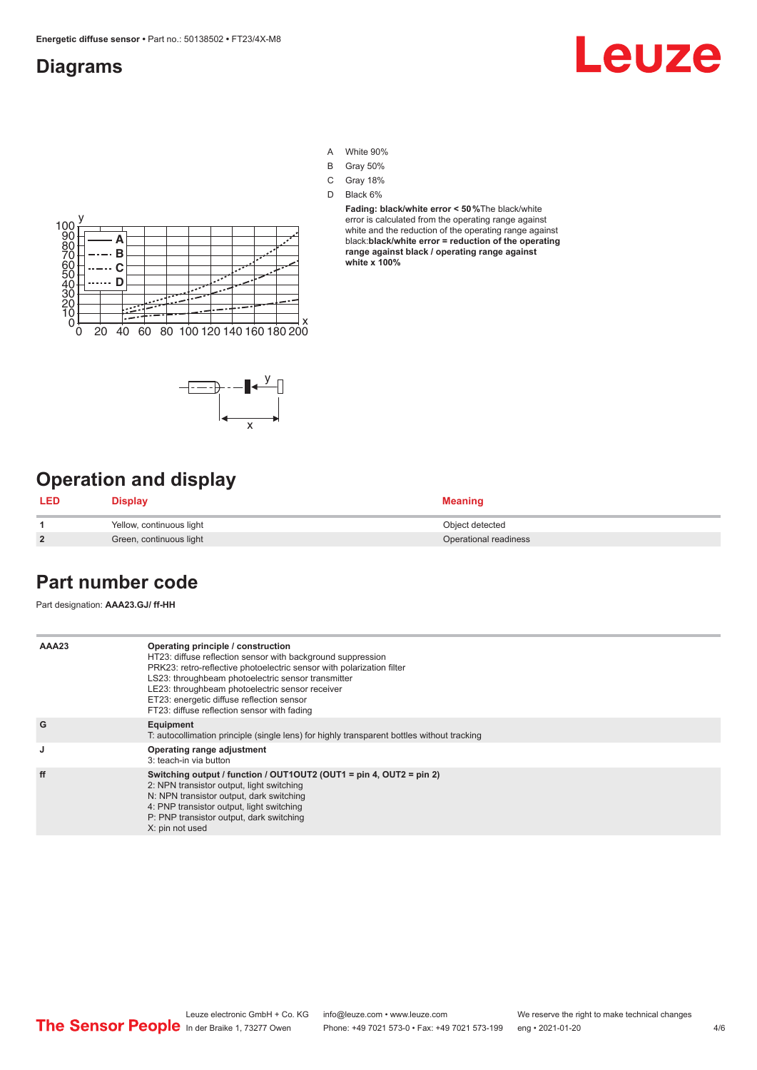## Diagrams

- A White 90%
- B Gray 50%
- C Gray 18%
- D Black 6%

**Fading: black/white error < 50 %**The black/white error is calculated from the operating range against white and the reduction of the operating range against black:**black/white error = reduction of the operating range against black / operating range against white x 100%**

## Operation and display

| LED | Display | Meaning |
|---|---|---|
| 1 | Yellow, continuous light | Object detected |
| 2 | Green, continuous light | Operational readiness |

## Part number code

Part designation: **AAA23.GJ/ ff-HH**

| | |
|---|---|
| AAA23 | **Operating principle / construction**<br>HT23: diffuse reflection sensor with background suppression<br>PRK23: retro-reflective photoelectric sensor with polarization filter<br>LS23: throughbeam photoelectric sensor transmitter<br>LE23: throughbeam photoelectric sensor receiver<br>ET23: energetic diffuse reflection sensor<br>FT23: diffuse reflection sensor with fading |
| G | **Equipment**<br>T: autocollimation principle (single lens) for highly transparent bottles without tracking |
| J | **Operating range adjustment**<br>3: teach-in via button |
| ff | **Switching output / function / OUT1OUT2 (OUT1 = pin 4, OUT2 = pin 2)**<br>2: NPN transistor output, light switching<br>N: NPN transistor output, dark switching<br>4: PNP transistor output, light switching<br>P: PNP transistor output, dark switching<br>X: pin not used |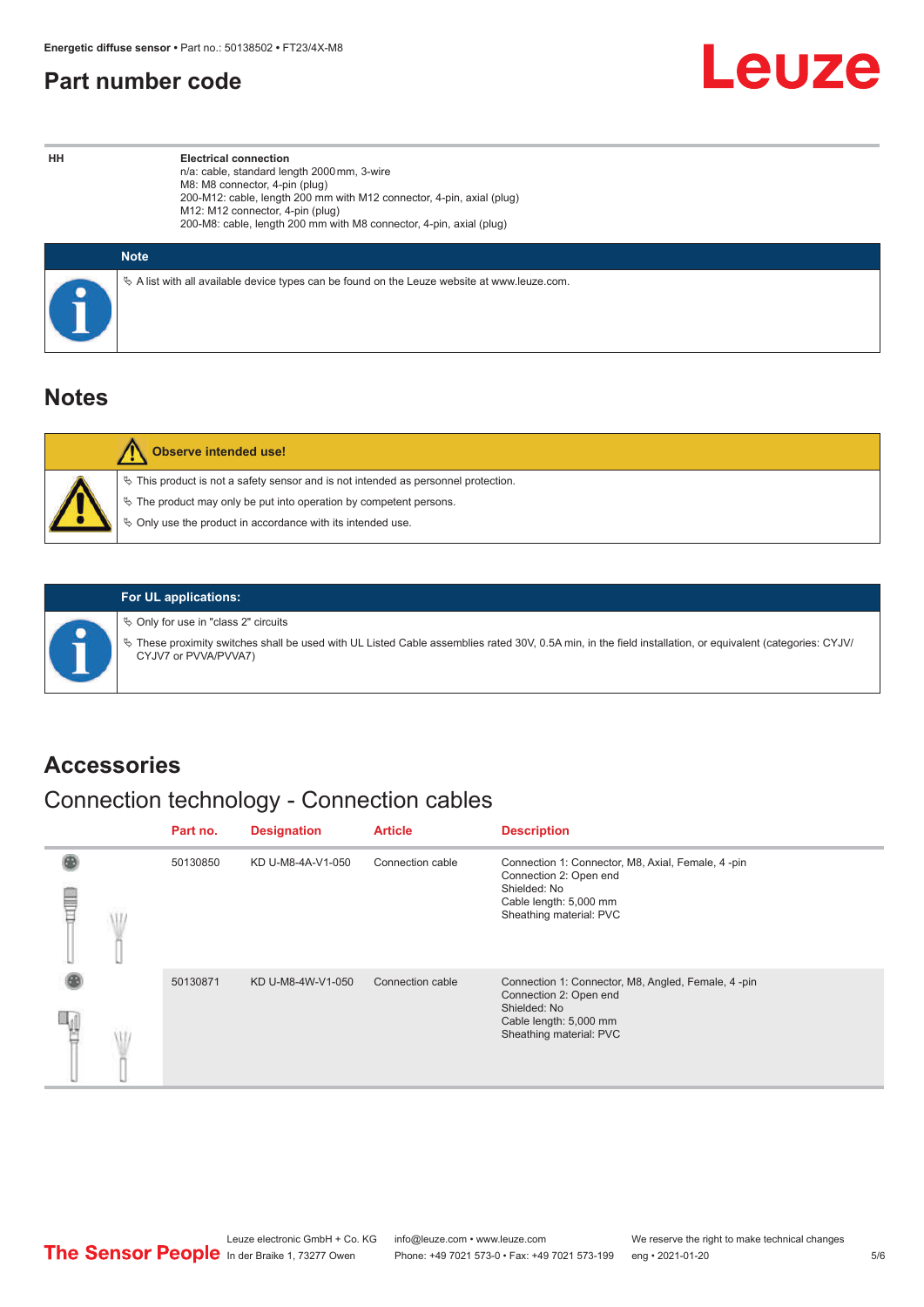## Part number code

| HH | Electrical connection |
|---|---|
| | n/a: cable, standard length 2000 mm, 3-wire<br>M8: M8 connector, 4-pin (plug)<br>200-M12: cable, length 200 mm with M12 connector, 4-pin, axial (plug)<br>M12: M12 connector, 4-pin (plug)<br>200-M8: cable, length 200 mm with M8 connector, 4-pin, axial (plug) |

**Note**

- A list with all available device types can be found on the Leuze website at www.leuze.com.

## Notes

**Observe intended use!**

- This product is not a safety sensor and is not intended as personnel protection.
- The product may only be put into operation by competent persons.
- Only use the product in accordance with its intended use.

**For UL applications:**

- Only for use in "class 2" circuits
- These proximity switches shall be used with UL Listed Cable assemblies rated 30V, 0.5A min, in the field installation, or equivalent (categories: CYJV/CYJV7 or PVVA/PVVA7)

## Accessories

### Connection technology - Connection cables

| Part no. | Designation | Article | Description |
|---|---|---|---|
| 50130850 | KD U-M8-4A-V1-050 | Connection cable | Connection 1: Connector, M8, Axial, Female, 4 -pin<br>Connection 2: Open end<br>Shielded: No<br>Cable length: 5,000 mm<br>Sheathing material: PVC |
| 50130871 | KD U-M8-4W-V1-050 | Connection cable | Connection 1: Connector, M8, Angled, Female, 4 -pin<br>Connection 2: Open end<br>Shielded: No<br>Cable length: 5,000 mm<br>Sheathing material: PVC |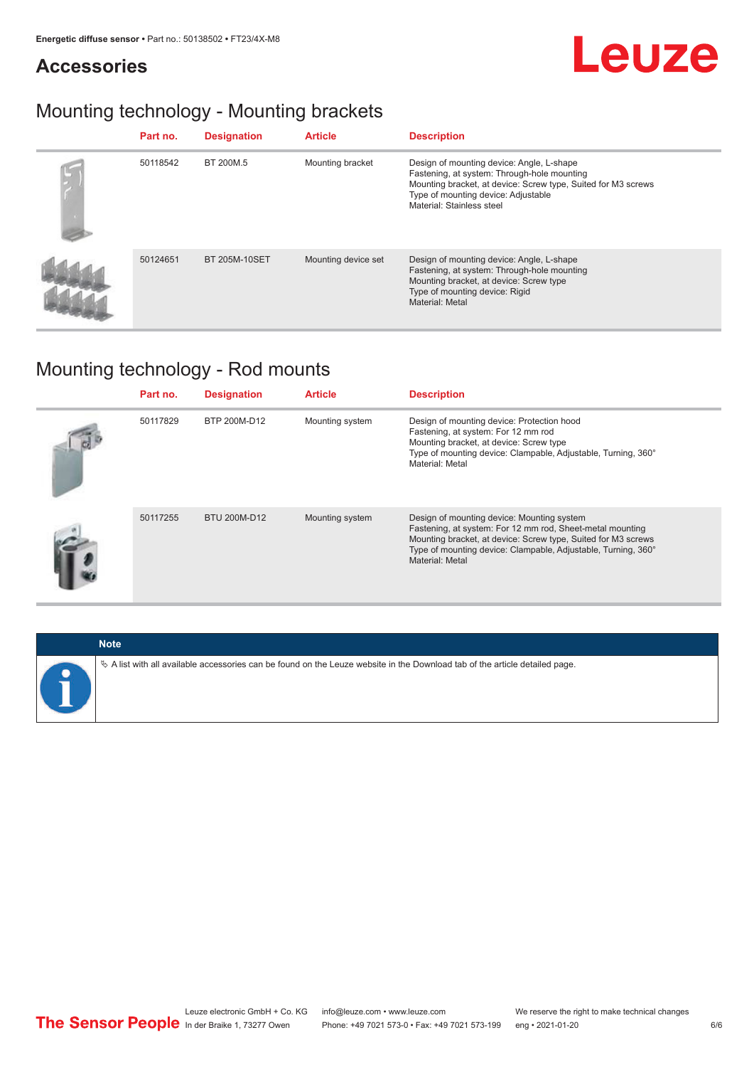# Accessories

## Mounting technology - Mounting brackets

| | Part no. | Designation | Article | Description |
|---|---|---|---|---|
| | 50118542 | BT 200M.5 | Mounting bracket | Design of mounting device: Angle, L-shape<br>Fastening, at system: Through-hole mounting<br>Mounting bracket, at device: Screw type, Suited for M3 screws<br>Type of mounting device: Adjustable<br>Material: Stainless steel |
| | 50124651 | BT 205M-10SET | Mounting device set | Design of mounting device: Angle, L-shape<br>Fastening, at system: Through-hole mounting<br>Mounting bracket, at device: Screw type<br>Type of mounting device: Rigid<br>Material: Metal |

## Mounting technology - Rod mounts

| | Part no. | Designation | Article | Description |
|---|---|---|---|---|
| | 50117829 | BTP 200M-D12 | Mounting system | Design of mounting device: Protection hood<br>Fastening, at system: For 12 mm rod<br>Mounting bracket, at device: Screw type<br>Type of mounting device: Clampable, Adjustable, Turning, 360°<br>Material: Metal |
| | 50117255 | BTU 200M-D12 | Mounting system | Design of mounting device: Mounting system<br>Fastening, at system: For 12 mm rod, Sheet-metal mounting<br>Mounting bracket, at device: Screw type, Suited for M3 screws<br>Type of mounting device: Clampable, Adjustable, Turning, 360°<br>Material: Metal |

**Note**

↬ A list with all available accessories can be found on the Leuze website in the Download tab of the article detailed page.